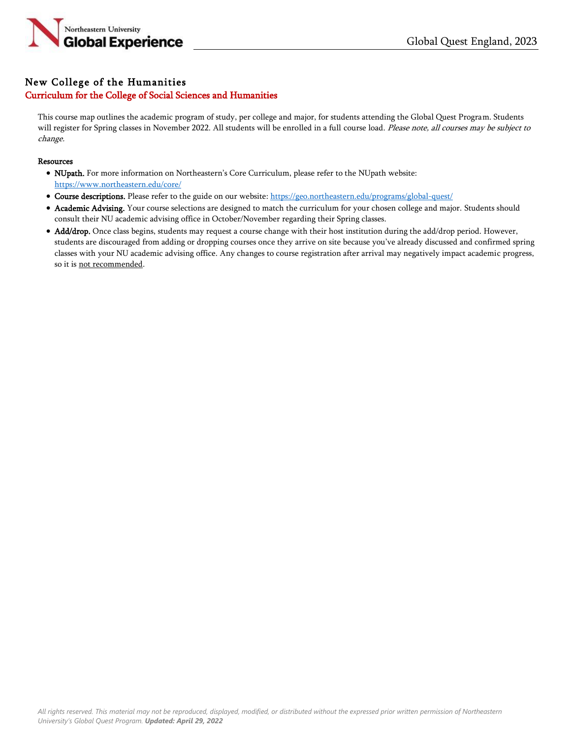# New College of the Humanities

## Curriculum for the College of Social Sciences and Humanities

This course map outlines the academic program of study, per college and major, for students attending the Global Quest Program. Students will register for Spring classes in November 2022. All students will be enrolled in a full course load. *Please note, all courses may be subject to change.*

**Resources**

- **NUpath.** For more information on Northeastern's Core Curriculum, please refer to the NUpath website: https://www.northeastern.edu/core/
- **Course descriptions.** Please refer to the guide on our website: https://geo.northeastern.edu/programs/global-quest/
- **Academic Advising.** Your course selections are designed to match the curriculum for your chosen college and major. Students should consult their NU academic advising office in October/November regarding their Spring classes.
- **Add/drop.** Once class begins, students may request a course change with their host institution during the add/drop period. However, students are discouraged from adding or dropping courses once they arrive on site because you've already discussed and confirmed spring classes with your NU academic advising office. Any changes to course registration after arrival may negatively impact academic progress, so it is not recommended.

*All rights reserved. This material may not be reproduced, displayed, modified, or distributed without the expressed prior written permission of Northeastern University's Global Quest Program.* ***Updated: April 29, 2022***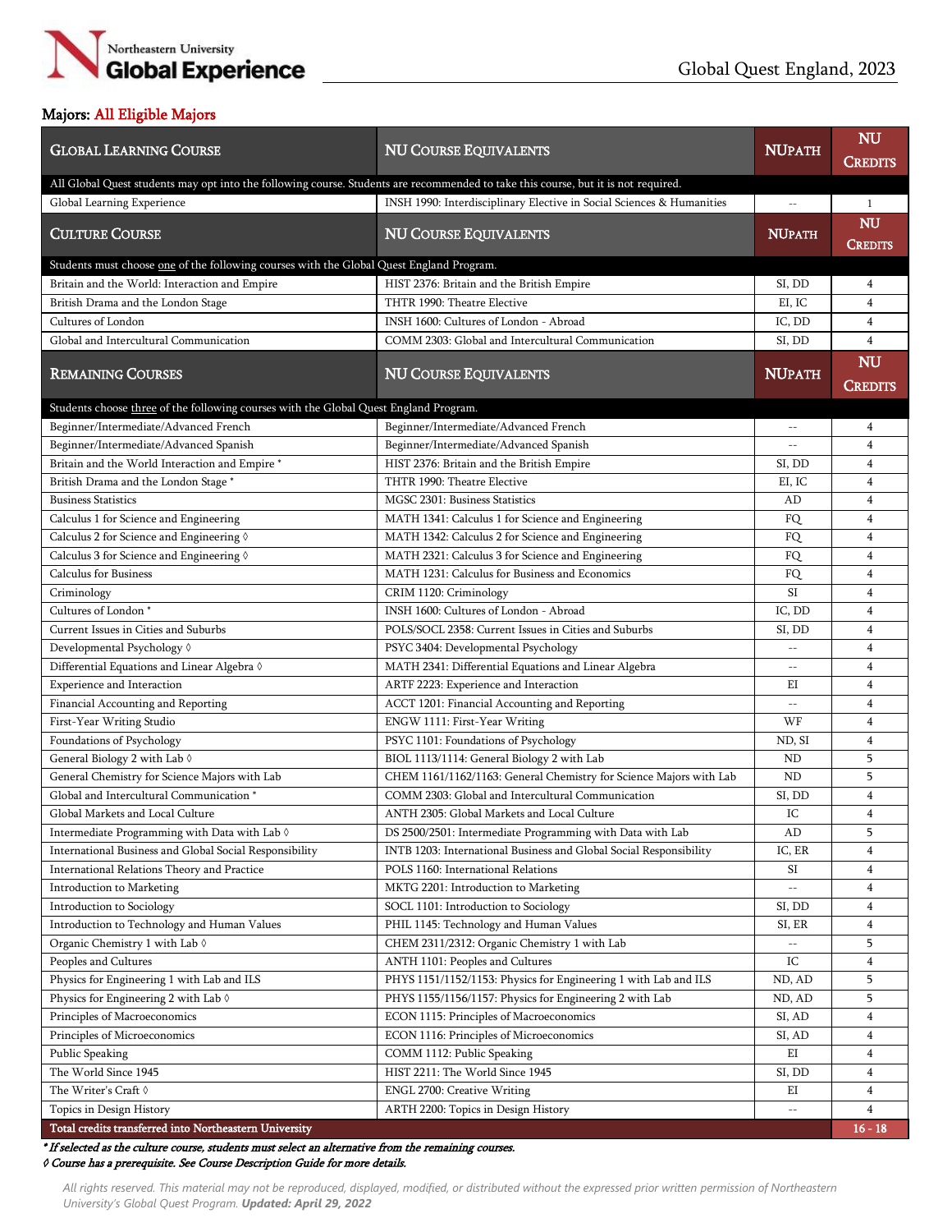Global Quest England, 2023

**Majors: All Eligible Majors**

| GLOBAL LEARNING COURSE | NU COURSE EQUIVALENTS | NUPATH | NU CREDITS |
|---|---|---|---|
| All Global Quest students may opt into the following course. Students are recommended to take this course, but it is not required. | | | |
| Global Learning Experience | INSH 1990: Interdisciplinary Elective in Social Sciences & Humanities | -- | 1 |
| **CULTURE COURSE** | **NU COURSE EQUIVALENTS** | **NUPATH** | **NU CREDITS** |
| Students must choose one of the following courses with the Global Quest England Program. | | | |
| Britain and the World: Interaction and Empire | HIST 2376: Britain and the British Empire | SI, DD | 4 |
| British Drama and the London Stage | THTR 1990: Theatre Elective | EI, IC | 4 |
| Cultures of London | INSH 1600: Cultures of London - Abroad | IC, DD | 4 |
| Global and Intercultural Communication | COMM 2303: Global and Intercultural Communication | SI, DD | 4 |
| **REMAINING COURSES** | **NU COURSE EQUIVALENTS** | **NUPATH** | **NU CREDITS** |
| Students choose three of the following courses with the Global Quest England Program. | | | |
| Beginner/Intermediate/Advanced French | Beginner/Intermediate/Advanced French | -- | 4 |
| Beginner/Intermediate/Advanced Spanish | Beginner/Intermediate/Advanced Spanish | -- | 4 |
| Britain and the World Interaction and Empire * | HIST 2376: Britain and the British Empire | SI, DD | 4 |
| British Drama and the London Stage * | THTR 1990: Theatre Elective | EI, IC | 4 |
| Business Statistics | MGSC 2301: Business Statistics | AD | 4 |
| Calculus 1 for Science and Engineering | MATH 1341: Calculus 1 for Science and Engineering | FQ | 4 |
| Calculus 2 for Science and Engineering ◊ | MATH 1342: Calculus 2 for Science and Engineering | FQ | 4 |
| Calculus 3 for Science and Engineering ◊ | MATH 2321: Calculus 3 for Science and Engineering | FQ | 4 |
| Calculus for Business | MATH 1231: Calculus for Business and Economics | FQ | 4 |
| Criminology | CRIM 1120: Criminology | SI | 4 |
| Cultures of London * | INSH 1600: Cultures of London - Abroad | IC, DD | 4 |
| Current Issues in Cities and Suburbs | POLS/SOCL 2358: Current Issues in Cities and Suburbs | SI, DD | 4 |
| Developmental Psychology ◊ | PSYC 3404: Developmental Psychology | -- | 4 |
| Differential Equations and Linear Algebra ◊ | MATH 2341: Differential Equations and Linear Algebra | -- | 4 |
| Experience and Interaction | ARTF 2223: Experience and Interaction | EI | 4 |
| Financial Accounting and Reporting | ACCT 1201: Financial Accounting and Reporting | -- | 4 |
| First-Year Writing Studio | ENGW 1111: First-Year Writing | WF | 4 |
| Foundations of Psychology | PSYC 1101: Foundations of Psychology | ND, SI | 4 |
| General Biology 2 with Lab ◊ | BIOL 1113/1114: General Biology 2 with Lab | ND | 5 |
| General Chemistry for Science Majors with Lab | CHEM 1161/1162/1163: General Chemistry for Science Majors with Lab | ND | 5 |
| Global and Intercultural Communication * | COMM 2303: Global and Intercultural Communication | SI, DD | 4 |
| Global Markets and Local Culture | ANTH 2305: Global Markets and Local Culture | IC | 4 |
| Intermediate Programming with Data with Lab ◊ | DS 2500/2501: Intermediate Programming with Data with Lab | AD | 5 |
| International Business and Global Social Responsibility | INTB 1203: International Business and Global Social Responsibility | IC, ER | 4 |
| International Relations Theory and Practice | POLS 1160: International Relations | SI | 4 |
| Introduction to Marketing | MKTG 2201: Introduction to Marketing | -- | 4 |
| Introduction to Sociology | SOCL 1101: Introduction to Sociology | SI, DD | 4 |
| Introduction to Technology and Human Values | PHIL 1145: Technology and Human Values | SI, ER | 4 |
| Organic Chemistry 1 with Lab ◊ | CHEM 2311/2312: Organic Chemistry 1 with Lab | -- | 5 |
| Peoples and Cultures | ANTH 1101: Peoples and Cultures | IC | 4 |
| Physics for Engineering 1 with Lab and ILS | PHYS 1151/1152/1153: Physics for Engineering 1 with Lab and ILS | ND, AD | 5 |
| Physics for Engineering 2 with Lab ◊ | PHYS 1155/1156/1157: Physics for Engineering 2 with Lab | ND, AD | 5 |
| Principles of Macroeconomics | ECON 1115: Principles of Macroeconomics | SI, AD | 4 |
| Principles of Microeconomics | ECON 1116: Principles of Microeconomics | SI, AD | 4 |
| Public Speaking | COMM 1112: Public Speaking | EI | 4 |
| The World Since 1945 | HIST 2211: The World Since 1945 | SI, DD | 4 |
| The Writer's Craft ◊ | ENGL 2700: Creative Writing | EI | 4 |
| Topics in Design History | ARTH 2200: Topics in Design History | -- | 4 |
| **Total credits transferred into Northeastern University** | | | **16 - 18** |

*\* If selected as the culture course, students must select an alternative from the remaining courses.*
*◊ Course has a prerequisite. See Course Description Guide for more details.*

*All rights reserved. This material may not be reproduced, displayed, modified, or distributed without the expressed prior written permission of Northeastern University's Global Quest Program.* ***Updated: April 29, 2022***